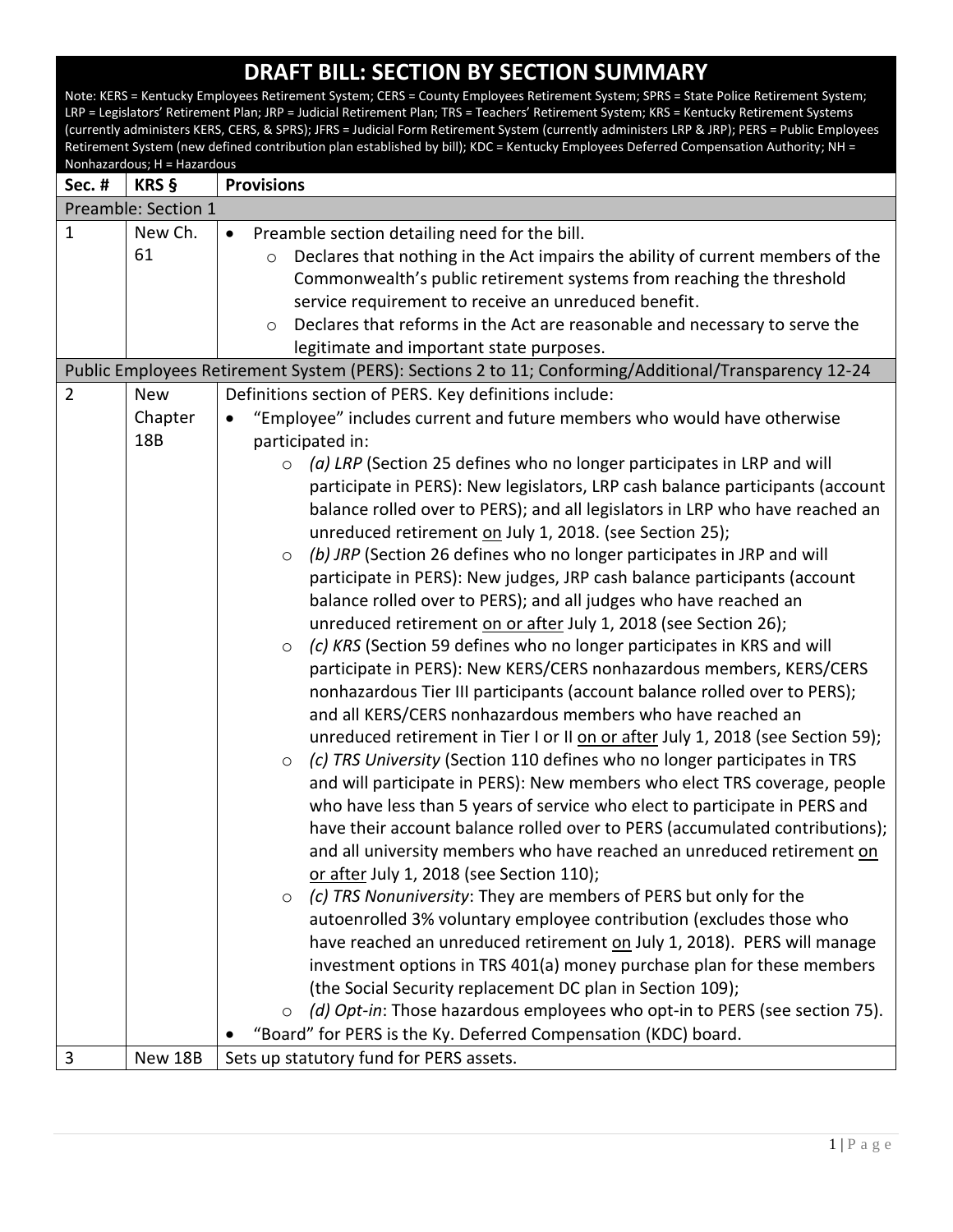# DRAFT BILL: SECTION BY SECTION SUMMARY

Note: KERS = Kentucky Employees Retirement System; CERS = County Employees Retirement System; SPRS = State Police Retirement System; LRP = Legislators' Retirement Plan; JRP = Judicial Retirement Plan; TRS = Teachers' Retirement System; KRS = Kentucky Retirement Systems (currently administers KERS, CERS, & SPRS); JFRS = Judicial Form Retirement System (currently administers LRP & JRP); PERS = Public Employees Retirement System (new defined contribution plan established by bill); KDC = Kentucky Employees Deferred Compensation Authority; NH = Nonhazardous; H = Hazardous

| Sec. # | KRS § | Provisions |
|---|---|---|
| Preamble: Section 1 | | |
| 1 | New Ch. 61 | • Preamble section detailing need for the bill.<br>  ○ Declares that nothing in the Act impairs the ability of current members of the Commonwealth's public retirement systems from reaching the threshold service requirement to receive an unreduced benefit.<br>  ○ Declares that reforms in the Act are reasonable and necessary to serve the legitimate and important state purposes. |
| Public Employees Retirement System (PERS): Sections 2 to 11; Conforming/Additional/Transparency 12-24 | | |
| 2 | New Chapter 18B | Definitions section of PERS. Key definitions include:<br>• "Employee" includes current and future members who would have otherwise participated in:<br>  ○ *(a) LRP* (Section 25 defines who no longer participates in LRP and will participate in PERS): New legislators, LRP cash balance participants (account balance rolled over to PERS); and all legislators in LRP who have reached an unreduced retirement <u>on</u> July 1, 2018. (see Section 25);<br>  ○ *(b) JRP* (Section 26 defines who no longer participates in JRP and will participate in PERS): New judges, JRP cash balance participants (account balance rolled over to PERS); and all judges who have reached an unreduced retirement <u>on or after</u> July 1, 2018 (see Section 26);<br>  ○ *(c) KRS* (Section 59 defines who no longer participates in KRS and will participate in PERS): New KERS/CERS nonhazardous members, KERS/CERS nonhazardous Tier III participants (account balance rolled over to PERS); and all KERS/CERS nonhazardous members who have reached an unreduced retirement in Tier I or II <u>on or after</u> July 1, 2018 (see Section 59);<br>  ○ *(c) TRS University* (Section 110 defines who no longer participates in TRS and will participate in PERS): New members who elect TRS coverage, people who have less than 5 years of service who elect to participate in PERS and have their account balance rolled over to PERS (accumulated contributions); and all university members who have reached an unreduced retirement <u>on or after</u> July 1, 2018 (see Section 110);<br>  ○ *(c) TRS Nonuniversity*: They are members of PERS but only for the autoenrolled 3% voluntary employee contribution (excludes those who have reached an unreduced retirement <u>on</u> July 1, 2018). PERS will manage investment options in TRS 401(a) money purchase plan for these members (the Social Security replacement DC plan in Section 109);<br>  ○ *(d) Opt-in*: Those hazardous employees who opt-in to PERS (see section 75).<br>• "Board" for PERS is the Ky. Deferred Compensation (KDC) board. |
| 3 | New 18B | Sets up statutory fund for PERS assets. |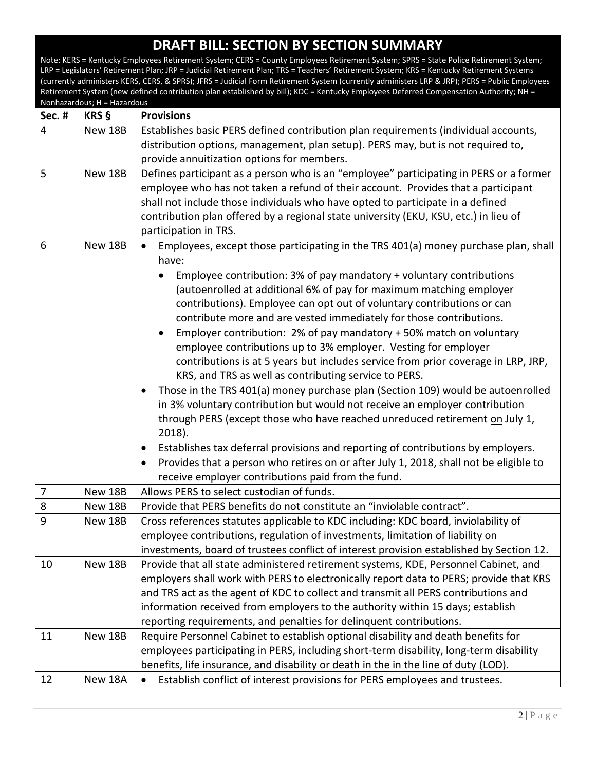# DRAFT BILL: SECTION BY SECTION SUMMARY

Note: KERS = Kentucky Employees Retirement System; CERS = County Employees Retirement System; SPRS = State Police Retirement System; LRP = Legislators' Retirement Plan; JRP = Judicial Retirement Plan; TRS = Teachers' Retirement System; KRS = Kentucky Retirement Systems (currently administers KERS, CERS, & SPRS); JFRS = Judicial Form Retirement System (currently administers LRP & JRP); PERS = Public Employees Retirement System (new defined contribution plan established by bill); KDC = Kentucky Employees Deferred Compensation Authority; NH = Nonhazardous; H = Hazardous

| Sec. # | KRS § | Provisions |
|---|---|---|
| 4 | New 18B | Establishes basic PERS defined contribution plan requirements (individual accounts, distribution options, management, plan setup). PERS may, but is not required to, provide annuitization options for members. |
| 5 | New 18B | Defines participant as a person who is an "employee" participating in PERS or a former employee who has not taken a refund of their account. Provides that a participant shall not include those individuals who have opted to participate in a defined contribution plan offered by a regional state university (EKU, KSU, etc.) in lieu of participation in TRS. |
| 6 | New 18B | • Employees, except those participating in the TRS 401(a) money purchase plan, shall have:<br>&nbsp;&nbsp;• Employee contribution: 3% of pay mandatory + voluntary contributions (autoenrolled at additional 6% of pay for maximum matching employer contributions). Employee can opt out of voluntary contributions or can contribute more and are vested immediately for those contributions.<br>&nbsp;&nbsp;• Employer contribution: 2% of pay mandatory + 50% match on voluntary employee contributions up to 3% employer. Vesting for employer contributions is at 5 years but includes service from prior coverage in LRP, JRP, KRS, and TRS as well as contributing service to PERS.<br>• Those in the TRS 401(a) money purchase plan (Section 109) would be autoenrolled in 3% voluntary contribution but would not receive an employer contribution through PERS (except those who have reached unreduced retirement on July 1, 2018).<br>• Establishes tax deferral provisions and reporting of contributions by employers.<br>• Provides that a person who retires on or after July 1, 2018, shall not be eligible to receive employer contributions paid from the fund. |
| 7 | New 18B | Allows PERS to select custodian of funds. |
| 8 | New 18B | Provide that PERS benefits do not constitute an "inviolable contract". |
| 9 | New 18B | Cross references statutes applicable to KDC including: KDC board, inviolability of employee contributions, regulation of investments, limitation of liability on investments, board of trustees conflict of interest provision established by Section 12. |
| 10 | New 18B | Provide that all state administered retirement systems, KDE, Personnel Cabinet, and employers shall work with PERS to electronically report data to PERS; provide that KRS and TRS act as the agent of KDC to collect and transmit all PERS contributions and information received from employers to the authority within 15 days; establish reporting requirements, and penalties for delinquent contributions. |
| 11 | New 18B | Require Personnel Cabinet to establish optional disability and death benefits for employees participating in PERS, including short-term disability, long-term disability benefits, life insurance, and disability or death in the in the line of duty (LOD). |
| 12 | New 18A | • Establish conflict of interest provisions for PERS employees and trustees. |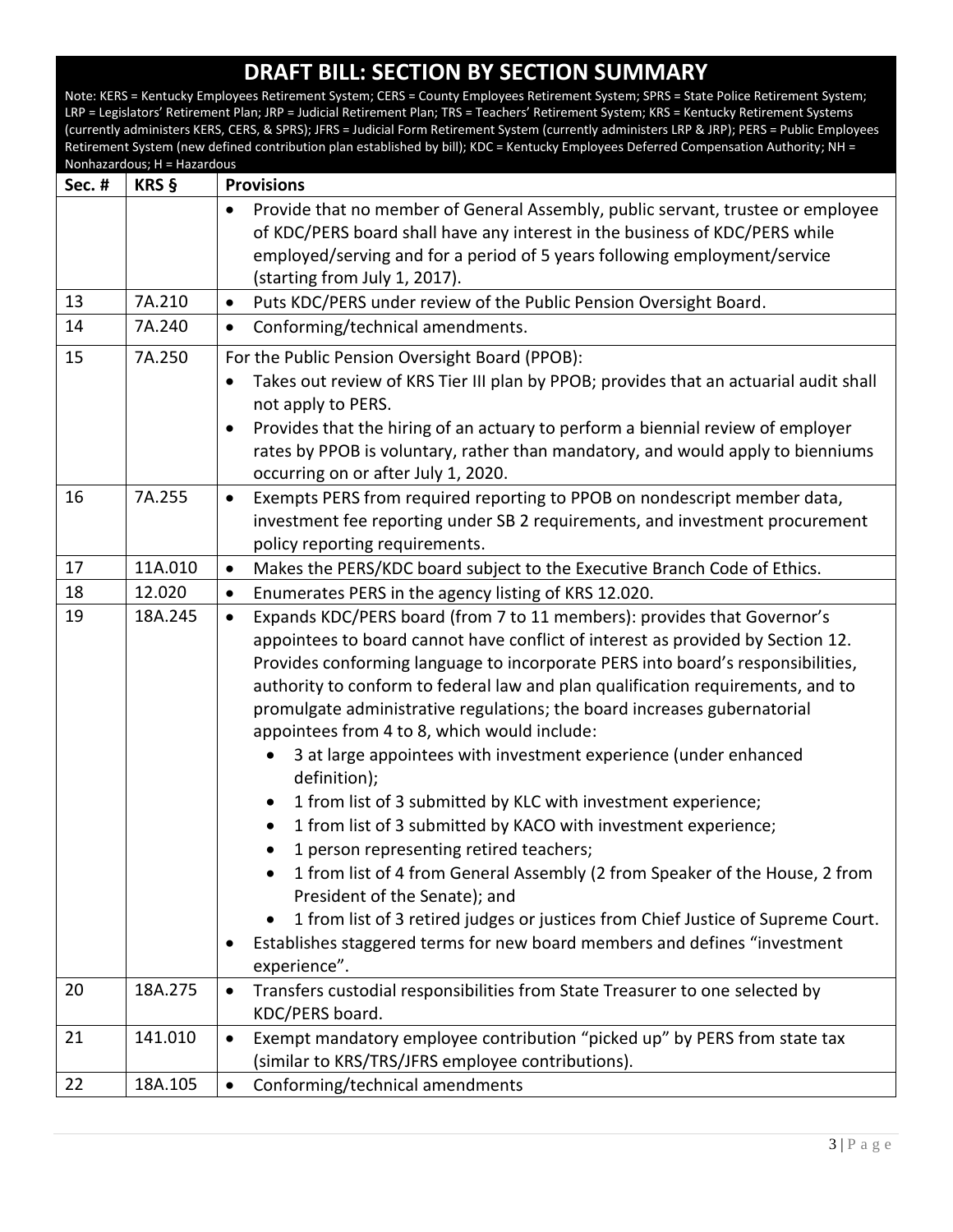# DRAFT BILL: SECTION BY SECTION SUMMARY

Note: KERS = Kentucky Employees Retirement System; CERS = County Employees Retirement System; SPRS = State Police Retirement System; LRP = Legislators' Retirement Plan; JRP = Judicial Retirement Plan; TRS = Teachers' Retirement System; KRS = Kentucky Retirement Systems (currently administers KERS, CERS, & SPRS); JFRS = Judicial Form Retirement System (currently administers LRP & JRP); PERS = Public Employees Retirement System (new defined contribution plan established by bill); KDC = Kentucky Employees Deferred Compensation Authority; NH = Nonhazardous; H = Hazardous

| Sec. # | KRS § | Provisions |
|---|---|---|
| | | • Provide that no member of General Assembly, public servant, trustee or employee of KDC/PERS board shall have any interest in the business of KDC/PERS while employed/serving and for a period of 5 years following employment/service (starting from July 1, 2017). |
| 13 | 7A.210 | • Puts KDC/PERS under review of the Public Pension Oversight Board. |
| 14 | 7A.240 | • Conforming/technical amendments. |
| 15 | 7A.250 | For the Public Pension Oversight Board (PPOB):<br>• Takes out review of KRS Tier III plan by PPOB; provides that an actuarial audit shall not apply to PERS.<br>• Provides that the hiring of an actuary to perform a biennial review of employer rates by PPOB is voluntary, rather than mandatory, and would apply to bienniums occurring on or after July 1, 2020. |
| 16 | 7A.255 | • Exempts PERS from required reporting to PPOB on nondescript member data, investment fee reporting under SB 2 requirements, and investment procurement policy reporting requirements. |
| 17 | 11A.010 | • Makes the PERS/KDC board subject to the Executive Branch Code of Ethics. |
| 18 | 12.020 | • Enumerates PERS in the agency listing of KRS 12.020. |
| 19 | 18A.245 | • Expands KDC/PERS board (from 7 to 11 members): provides that Governor's appointees to board cannot have conflict of interest as provided by Section 12. Provides conforming language to incorporate PERS into board's responsibilities, authority to conform to federal law and plan qualification requirements, and to promulgate administrative regulations; the board increases gubernatorial appointees from 4 to 8, which would include:<br>&nbsp;&nbsp;◦ 3 at large appointees with investment experience (under enhanced definition);<br>&nbsp;&nbsp;◦ 1 from list of 3 submitted by KLC with investment experience;<br>&nbsp;&nbsp;◦ 1 from list of 3 submitted by KACO with investment experience;<br>&nbsp;&nbsp;◦ 1 person representing retired teachers;<br>&nbsp;&nbsp;◦ 1 from list of 4 from General Assembly (2 from Speaker of the House, 2 from President of the Senate); and<br>&nbsp;&nbsp;◦ 1 from list of 3 retired judges or justices from Chief Justice of Supreme Court.<br>• Establishes staggered terms for new board members and defines "investment experience". |
| 20 | 18A.275 | • Transfers custodial responsibilities from State Treasurer to one selected by KDC/PERS board. |
| 21 | 141.010 | • Exempt mandatory employee contribution "picked up" by PERS from state tax (similar to KRS/TRS/JFRS employee contributions). |
| 22 | 18A.105 | • Conforming/technical amendments |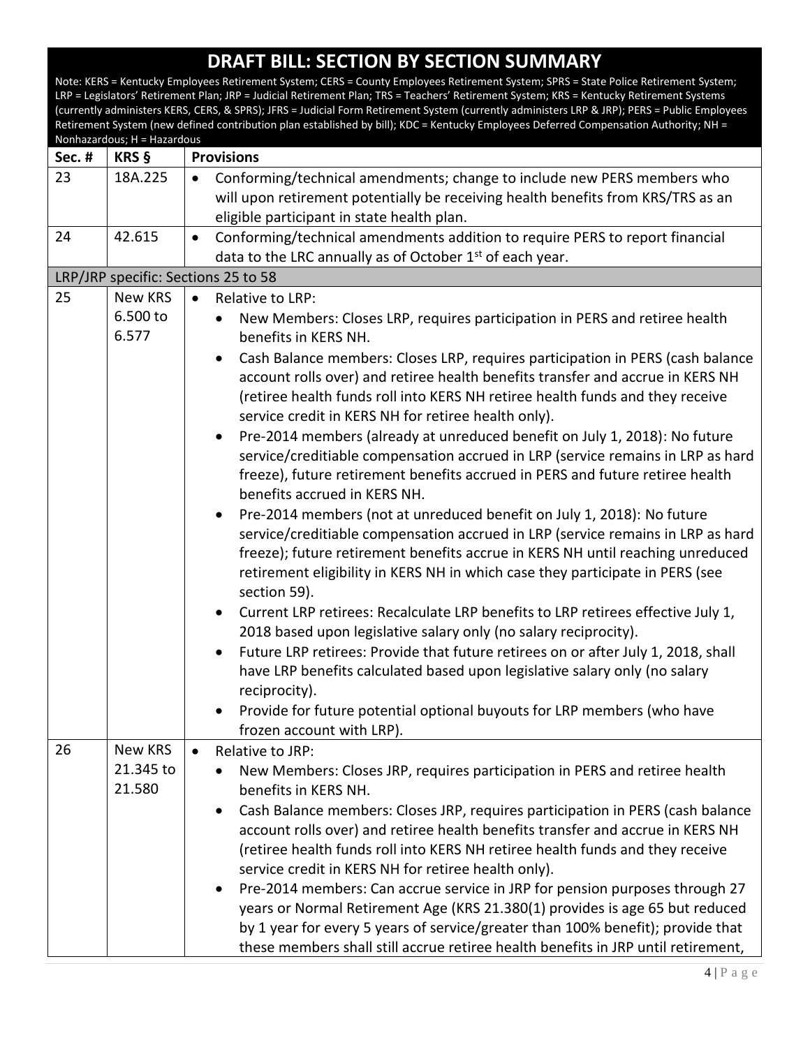# DRAFT BILL: SECTION BY SECTION SUMMARY

Note: KERS = Kentucky Employees Retirement System; CERS = County Employees Retirement System; SPRS = State Police Retirement System; LRP = Legislators' Retirement Plan; JRP = Judicial Retirement Plan; TRS = Teachers' Retirement System; KRS = Kentucky Retirement Systems (currently administers KERS, CERS, & SPRS); JFRS = Judicial Form Retirement System (currently administers LRP & JRP); PERS = Public Employees Retirement System (new defined contribution plan established by bill); KDC = Kentucky Employees Deferred Compensation Authority; NH = Nonhazardous; H = Hazardous

| Sec. # | KRS § | Provisions |
|---|---|---|
| 23 | 18A.225 | • Conforming/technical amendments; change to include new PERS members who will upon retirement potentially be receiving health benefits from KRS/TRS as an eligible participant in state health plan. |
| 24 | 42.615 | • Conforming/technical amendments addition to require PERS to report financial data to the LRC annually as of October 1st of each year. |
| LRP/JRP specific: Sections 25 to 58 | | |
| 25 | New KRS 6.500 to 6.577 | • Relative to LRP:<br>• New Members: Closes LRP, requires participation in PERS and retiree health benefits in KERS NH.<br>• Cash Balance members: Closes LRP, requires participation in PERS (cash balance account rolls over) and retiree health benefits transfer and accrue in KERS NH (retiree health funds roll into KERS NH retiree health funds and they receive service credit in KERS NH for retiree health only).<br>• Pre-2014 members (already at unreduced benefit on July 1, 2018): No future service/creditiable compensation accrued in LRP (service remains in LRP as hard freeze), future retirement benefits accrued in PERS and future retiree health benefits accrued in KERS NH.<br>• Pre-2014 members (not at unreduced benefit on July 1, 2018): No future service/creditiable compensation accrued in LRP (service remains in LRP as hard freeze); future retirement benefits accrue in KERS NH until reaching unreduced retirement eligibility in KERS NH in which case they participate in PERS (see section 59).<br>• Current LRP retirees: Recalculate LRP benefits to LRP retirees effective July 1, 2018 based upon legislative salary only (no salary reciprocity).<br>• Future LRP retirees: Provide that future retirees on or after July 1, 2018, shall have LRP benefits calculated based upon legislative salary only (no salary reciprocity).<br>• Provide for future potential optional buyouts for LRP members (who have frozen account with LRP). |
| 26 | New KRS 21.345 to 21.580 | • Relative to JRP:<br>• New Members: Closes JRP, requires participation in PERS and retiree health benefits in KERS NH.<br>• Cash Balance members: Closes JRP, requires participation in PERS (cash balance account rolls over) and retiree health benefits transfer and accrue in KERS NH (retiree health funds roll into KERS NH retiree health funds and they receive service credit in KERS NH for retiree health only).<br>• Pre-2014 members: Can accrue service in JRP for pension purposes through 27 years or Normal Retirement Age (KRS 21.380(1) provides is age 65 but reduced by 1 year for every 5 years of service/greater than 100% benefit); provide that these members shall still accrue retiree health benefits in JRP until retirement, |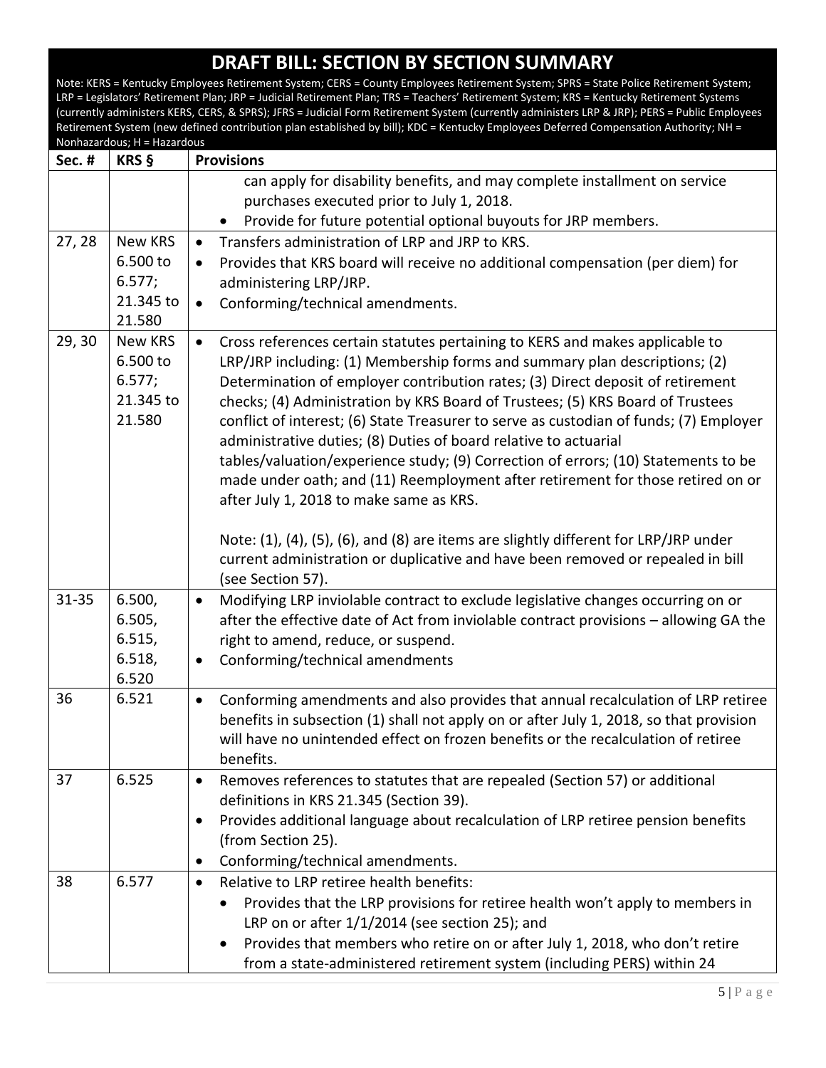# DRAFT BILL: SECTION BY SECTION SUMMARY

Note: KERS = Kentucky Employees Retirement System; CERS = County Employees Retirement System; SPRS = State Police Retirement System; LRP = Legislators' Retirement Plan; JRP = Judicial Retirement Plan; TRS = Teachers' Retirement System; KRS = Kentucky Retirement Systems (currently administers KERS, CERS, & SPRS); JFRS = Judicial Form Retirement System (currently administers LRP & JRP); PERS = Public Employees Retirement System (new defined contribution plan established by bill); KDC = Kentucky Employees Deferred Compensation Authority; NH = Nonhazardous; H = Hazardous

| Sec. # | KRS § | Provisions |
|---|---|---|
| | | can apply for disability benefits, and may complete installment on service purchases executed prior to July 1, 2018.<br>• Provide for future potential optional buyouts for JRP members. |
| 27, 28 | New KRS 6.500 to 6.577; 21.345 to 21.580 | • Transfers administration of LRP and JRP to KRS.<br>• Provides that KRS board will receive no additional compensation (per diem) for administering LRP/JRP.<br>• Conforming/technical amendments. |
| 29, 30 | New KRS 6.500 to 6.577; 21.345 to 21.580 | • Cross references certain statutes pertaining to KERS and makes applicable to LRP/JRP including: (1) Membership forms and summary plan descriptions; (2) Determination of employer contribution rates; (3) Direct deposit of retirement checks; (4) Administration by KRS Board of Trustees; (5) KRS Board of Trustees conflict of interest; (6) State Treasurer to serve as custodian of funds; (7) Employer administrative duties; (8) Duties of board relative to actuarial tables/valuation/experience study; (9) Correction of errors; (10) Statements to be made under oath; and (11) Reemployment after retirement for those retired on or after July 1, 2018 to make same as KRS.<br><br>Note: (1), (4), (5), (6), and (8) are items are slightly different for LRP/JRP under current administration or duplicative and have been removed or repealed in bill (see Section 57). |
| 31-35 | 6.500, 6.505, 6.515, 6.518, 6.520 | • Modifying LRP inviolable contract to exclude legislative changes occurring on or after the effective date of Act from inviolable contract provisions – allowing GA the right to amend, reduce, or suspend.<br>• Conforming/technical amendments |
| 36 | 6.521 | • Conforming amendments and also provides that annual recalculation of LRP retiree benefits in subsection (1) shall not apply on or after July 1, 2018, so that provision will have no unintended effect on frozen benefits or the recalculation of retiree benefits. |
| 37 | 6.525 | • Removes references to statutes that are repealed (Section 57) or additional definitions in KRS 21.345 (Section 39).<br>• Provides additional language about recalculation of LRP retiree pension benefits (from Section 25).<br>• Conforming/technical amendments. |
| 38 | 6.577 | • Relative to LRP retiree health benefits:<br>&nbsp;&nbsp;• Provides that the LRP provisions for retiree health won't apply to members in LRP on or after 1/1/2014 (see section 25); and<br>&nbsp;&nbsp;• Provides that members who retire on or after July 1, 2018, who don't retire from a state-administered retirement system (including PERS) within 24 |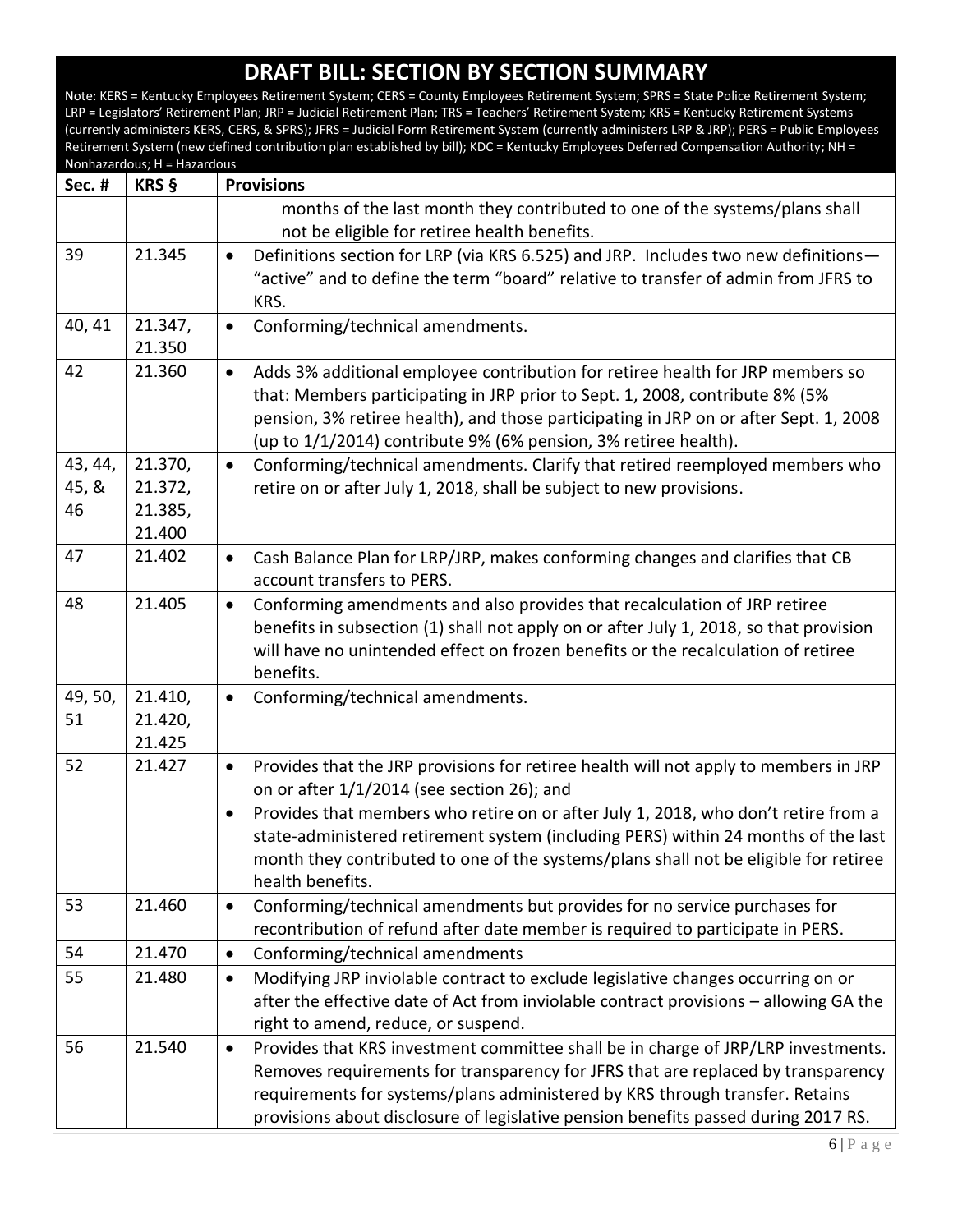# DRAFT BILL: SECTION BY SECTION SUMMARY

Note: KERS = Kentucky Employees Retirement System; CERS = County Employees Retirement System; SPRS = State Police Retirement System; LRP = Legislators' Retirement Plan; JRP = Judicial Retirement Plan; TRS = Teachers' Retirement System; KRS = Kentucky Retirement Systems (currently administers KERS, CERS, & SPRS); JFRS = Judicial Form Retirement System (currently administers LRP & JRP); PERS = Public Employees Retirement System (new defined contribution plan established by bill); KDC = Kentucky Employees Deferred Compensation Authority; NH = Nonhazardous; H = Hazardous

| Sec. # | KRS § | Provisions |
|---|---|---|
| | | months of the last month they contributed to one of the systems/plans shall not be eligible for retiree health benefits. |
| 39 | 21.345 | • Definitions section for LRP (via KRS 6.525) and JRP. Includes two new definitions—"active" and to define the term "board" relative to transfer of admin from JFRS to KRS. |
| 40, 41 | 21.347, 21.350 | • Conforming/technical amendments. |
| 42 | 21.360 | • Adds 3% additional employee contribution for retiree health for JRP members so that: Members participating in JRP prior to Sept. 1, 2008, contribute 8% (5% pension, 3% retiree health), and those participating in JRP on or after Sept. 1, 2008 (up to 1/1/2014) contribute 9% (6% pension, 3% retiree health). |
| 43, 44, 45, & 46 | 21.370, 21.372, 21.385, 21.400 | • Conforming/technical amendments. Clarify that retired reemployed members who retire on or after July 1, 2018, shall be subject to new provisions. |
| 47 | 21.402 | • Cash Balance Plan for LRP/JRP, makes conforming changes and clarifies that CB account transfers to PERS. |
| 48 | 21.405 | • Conforming amendments and also provides that recalculation of JRP retiree benefits in subsection (1) shall not apply on or after July 1, 2018, so that provision will have no unintended effect on frozen benefits or the recalculation of retiree benefits. |
| 49, 50, 51 | 21.410, 21.420, 21.425 | • Conforming/technical amendments. |
| 52 | 21.427 | • Provides that the JRP provisions for retiree health will not apply to members in JRP on or after 1/1/2014 (see section 26); and<br>• Provides that members who retire on or after July 1, 2018, who don't retire from a state-administered retirement system (including PERS) within 24 months of the last month they contributed to one of the systems/plans shall not be eligible for retiree health benefits. |
| 53 | 21.460 | • Conforming/technical amendments but provides for no service purchases for recontribution of refund after date member is required to participate in PERS. |
| 54 | 21.470 | • Conforming/technical amendments |
| 55 | 21.480 | • Modifying JRP inviolable contract to exclude legislative changes occurring on or after the effective date of Act from inviolable contract provisions – allowing GA the right to amend, reduce, or suspend. |
| 56 | 21.540 | • Provides that KRS investment committee shall be in charge of JRP/LRP investments. Removes requirements for transparency for JFRS that are replaced by transparency requirements for systems/plans administered by KRS through transfer. Retains provisions about disclosure of legislative pension benefits passed during 2017 RS. |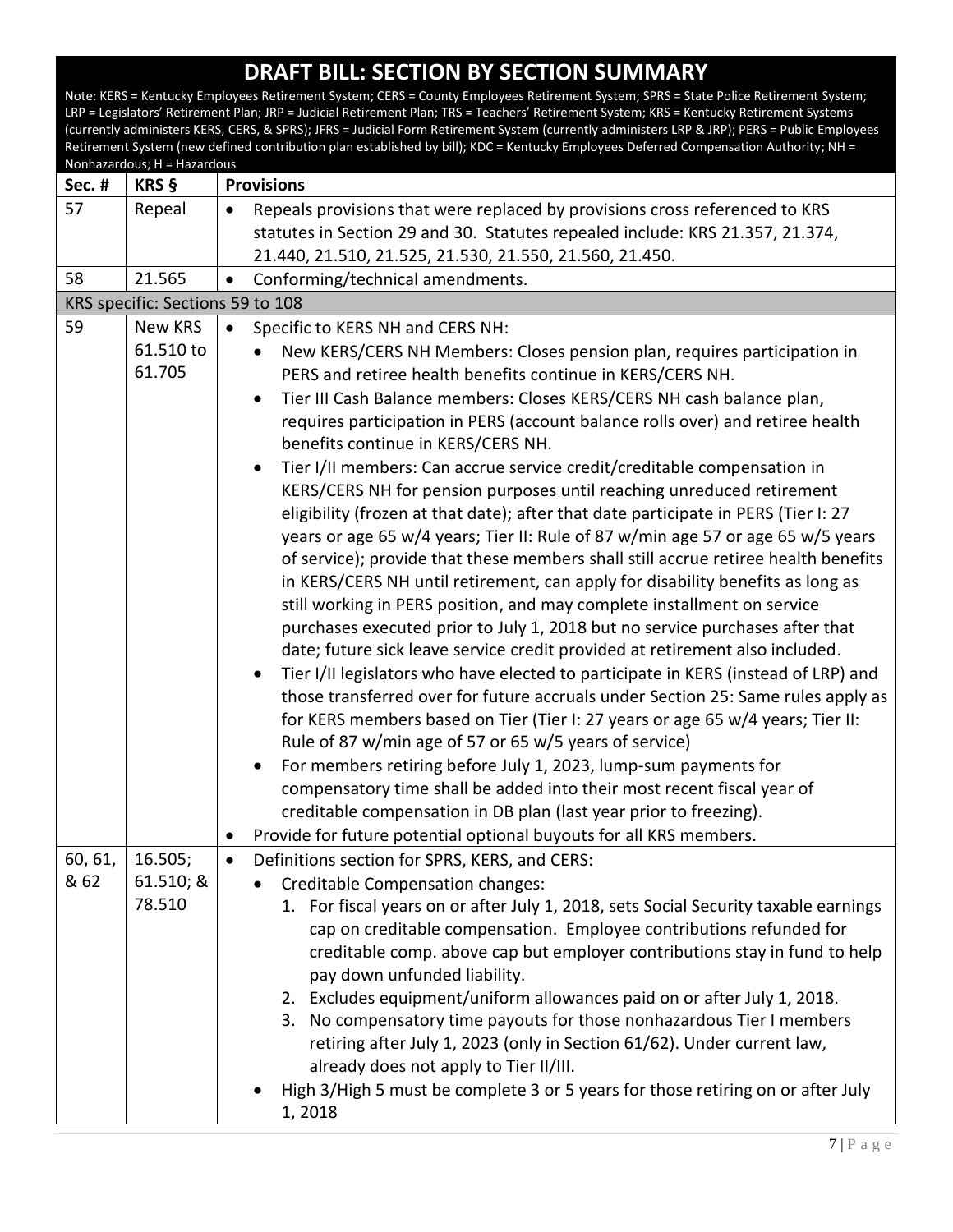# DRAFT BILL: SECTION BY SECTION SUMMARY

Note: KERS = Kentucky Employees Retirement System; CERS = County Employees Retirement System; SPRS = State Police Retirement System; LRP = Legislators' Retirement Plan; JRP = Judicial Retirement Plan; TRS = Teachers' Retirement System; KRS = Kentucky Retirement Systems (currently administers KERS, CERS, & SPRS); JFRS = Judicial Form Retirement System (currently administers LRP & JRP); PERS = Public Employees Retirement System (new defined contribution plan established by bill); KDC = Kentucky Employees Deferred Compensation Authority; NH = Nonhazardous; H = Hazardous

| Sec. # | KRS § | Provisions |
|---|---|---|
| 57 | Repeal | • Repeals provisions that were replaced by provisions cross referenced to KRS statutes in Section 29 and 30. Statutes repealed include: KRS 21.357, 21.374, 21.440, 21.510, 21.525, 21.530, 21.550, 21.560, 21.450. |
| 58 | 21.565 | • Conforming/technical amendments. |
| KRS specific: Sections 59 to 108 | | |
| 59 | New KRS 61.510 to 61.705 | • Specific to KERS NH and CERS NH:<br>  ◦ New KERS/CERS NH Members: Closes pension plan, requires participation in PERS and retiree health benefits continue in KERS/CERS NH.<br>  ◦ Tier III Cash Balance members: Closes KERS/CERS NH cash balance plan, requires participation in PERS (account balance rolls over) and retiree health benefits continue in KERS/CERS NH.<br>  ◦ Tier I/II members: Can accrue service credit/creditable compensation in KERS/CERS NH for pension purposes until reaching unreduced retirement eligibility (frozen at that date); after that date participate in PERS (Tier I: 27 years or age 65 w/4 years; Tier II: Rule of 87 w/min age 57 or age 65 w/5 years of service); provide that these members shall still accrue retiree health benefits in KERS/CERS NH until retirement, can apply for disability benefits as long as still working in PERS position, and may complete installment on service purchases executed prior to July 1, 2018 but no service purchases after that date; future sick leave service credit provided at retirement also included.<br>  ◦ Tier I/II legislators who have elected to participate in KERS (instead of LRP) and those transferred over for future accruals under Section 25: Same rules apply as for KERS members based on Tier (Tier I: 27 years or age 65 w/4 years; Tier II: Rule of 87 w/min age of 57 or 65 w/5 years of service)<br>  ◦ For members retiring before July 1, 2023, lump-sum payments for compensatory time shall be added into their most recent fiscal year of creditable compensation in DB plan (last year prior to freezing).<br>• Provide for future potential optional buyouts for all KRS members. |
| 60, 61, & 62 | 16.505; 61.510; & 78.510 | • Definitions section for SPRS, KERS, and CERS:<br>  ◦ Creditable Compensation changes:<br>    1. For fiscal years on or after July 1, 2018, sets Social Security taxable earnings cap on creditable compensation. Employee contributions refunded for creditable comp. above cap but employer contributions stay in fund to help pay down unfunded liability.<br>    2. Excludes equipment/uniform allowances paid on or after July 1, 2018.<br>    3. No compensatory time payouts for those nonhazardous Tier I members retiring after July 1, 2023 (only in Section 61/62). Under current law, already does not apply to Tier II/III.<br>  ◦ High 3/High 5 must be complete 3 or 5 years for those retiring on or after July 1, 2018 |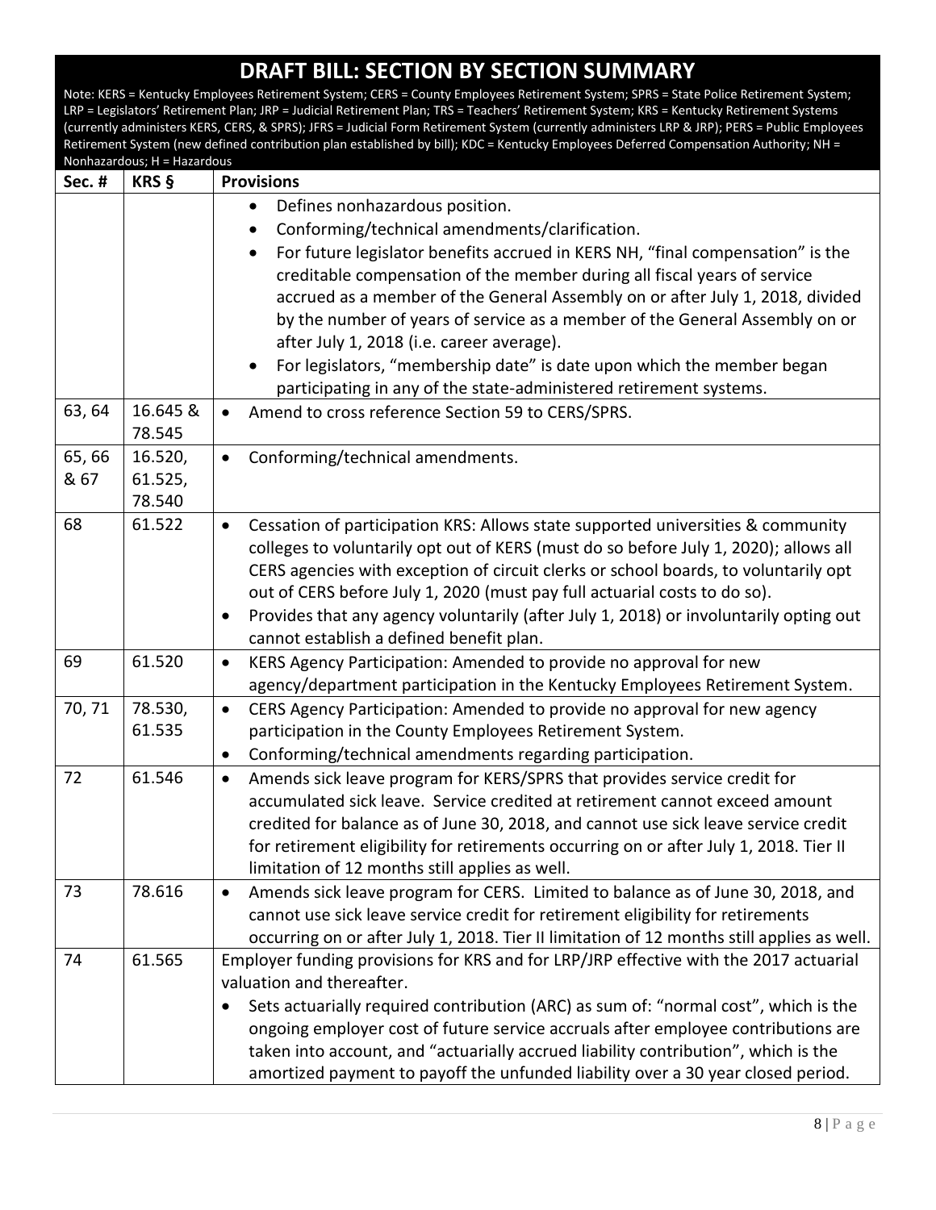# DRAFT BILL: SECTION BY SECTION SUMMARY

Note: KERS = Kentucky Employees Retirement System; CERS = County Employees Retirement System; SPRS = State Police Retirement System; LRP = Legislators' Retirement Plan; JRP = Judicial Retirement Plan; TRS = Teachers' Retirement System; KRS = Kentucky Retirement Systems (currently administers KERS, CERS, & SPRS); JFRS = Judicial Form Retirement System (currently administers LRP & JRP); PERS = Public Employees Retirement System (new defined contribution plan established by bill); KDC = Kentucky Employees Deferred Compensation Authority; NH = Nonhazardous; H = Hazardous

| Sec. # | KRS § | Provisions |
|---|---|---|
| | | • Defines nonhazardous position.<br>• Conforming/technical amendments/clarification.<br>• For future legislator benefits accrued in KERS NH, "final compensation" is the creditable compensation of the member during all fiscal years of service accrued as a member of the General Assembly on or after July 1, 2018, divided by the number of years of service as a member of the General Assembly on or after July 1, 2018 (i.e. career average).<br>• For legislators, "membership date" is date upon which the member began participating in any of the state-administered retirement systems. |
| 63, 64 | 16.645 & 78.545 | • Amend to cross reference Section 59 to CERS/SPRS. |
| 65, 66 & 67 | 16.520, 61.525, 78.540 | • Conforming/technical amendments. |
| 68 | 61.522 | • Cessation of participation KRS: Allows state supported universities & community colleges to voluntarily opt out of KERS (must do so before July 1, 2020); allows all CERS agencies with exception of circuit clerks or school boards, to voluntarily opt out of CERS before July 1, 2020 (must pay full actuarial costs to do so).<br>• Provides that any agency voluntarily (after July 1, 2018) or involuntarily opting out cannot establish a defined benefit plan. |
| 69 | 61.520 | • KERS Agency Participation: Amended to provide no approval for new agency/department participation in the Kentucky Employees Retirement System. |
| 70, 71 | 78.530, 61.535 | • CERS Agency Participation: Amended to provide no approval for new agency participation in the County Employees Retirement System.<br>• Conforming/technical amendments regarding participation. |
| 72 | 61.546 | • Amends sick leave program for KERS/SPRS that provides service credit for accumulated sick leave. Service credited at retirement cannot exceed amount credited for balance as of June 30, 2018, and cannot use sick leave service credit for retirement eligibility for retirements occurring on or after July 1, 2018. Tier II limitation of 12 months still applies as well. |
| 73 | 78.616 | • Amends sick leave program for CERS. Limited to balance as of June 30, 2018, and cannot use sick leave service credit for retirement eligibility for retirements occurring on or after July 1, 2018. Tier II limitation of 12 months still applies as well. |
| 74 | 61.565 | Employer funding provisions for KRS and for LRP/JRP effective with the 2017 actuarial valuation and thereafter.<br>• Sets actuarially required contribution (ARC) as sum of: "normal cost", which is the ongoing employer cost of future service accruals after employee contributions are taken into account, and "actuarially accrued liability contribution", which is the amortized payment to payoff the unfunded liability over a 30 year closed period. |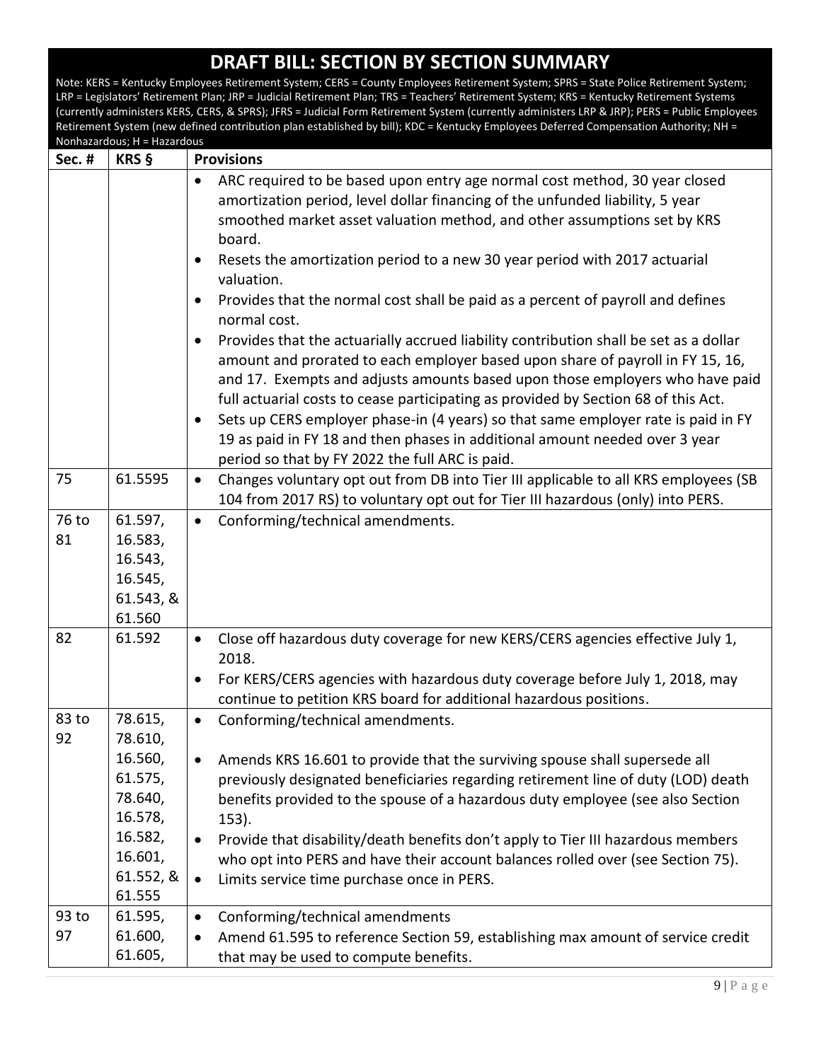# DRAFT BILL: SECTION BY SECTION SUMMARY

Note: KERS = Kentucky Employees Retirement System; CERS = County Employees Retirement System; SPRS = State Police Retirement System; LRP = Legislators' Retirement Plan; JRP = Judicial Retirement Plan; TRS = Teachers' Retirement System; KRS = Kentucky Retirement Systems (currently administers KERS, CERS, & SPRS); JFRS = Judicial Form Retirement System (currently administers LRP & JRP); PERS = Public Employees Retirement System (new defined contribution plan established by bill); KDC = Kentucky Employees Deferred Compensation Authority; NH = Nonhazardous; H = Hazardous

| Sec. # | KRS § | Provisions |
|---|---|---|
| | | • ARC required to be based upon entry age normal cost method, 30 year closed amortization period, level dollar financing of the unfunded liability, 5 year smoothed market asset valuation method, and other assumptions set by KRS board.<br>• Resets the amortization period to a new 30 year period with 2017 actuarial valuation.<br>• Provides that the normal cost shall be paid as a percent of payroll and defines normal cost.<br>• Provides that the actuarially accrued liability contribution shall be set as a dollar amount and prorated to each employer based upon share of payroll in FY 15, 16, and 17. Exempts and adjusts amounts based upon those employers who have paid full actuarial costs to cease participating as provided by Section 68 of this Act.<br>• Sets up CERS employer phase-in (4 years) so that same employer rate is paid in FY 19 as paid in FY 18 and then phases in additional amount needed over 3 year period so that by FY 2022 the full ARC is paid. |
| 75 | 61.5595 | • Changes voluntary opt out from DB into Tier III applicable to all KRS employees (SB 104 from 2017 RS) to voluntary opt out for Tier III hazardous (only) into PERS. |
| 76 to 81 | 61.597, 16.583, 16.543, 16.545, 61.543, & 61.560 | • Conforming/technical amendments. |
| 82 | 61.592 | • Close off hazardous duty coverage for new KERS/CERS agencies effective July 1, 2018.<br>• For KERS/CERS agencies with hazardous duty coverage before July 1, 2018, may continue to petition KRS board for additional hazardous positions. |
| 83 to 92 | 78.615, 78.610, 16.560, 61.575, 78.640, 16.578, 16.582, 16.601, 61.552, & 61.555 | • Conforming/technical amendments.<br>• Amends KRS 16.601 to provide that the surviving spouse shall supersede all previously designated beneficiaries regarding retirement line of duty (LOD) death benefits provided to the spouse of a hazardous duty employee (see also Section 153).<br>• Provide that disability/death benefits don't apply to Tier III hazardous members who opt into PERS and have their account balances rolled over (see Section 75).<br>• Limits service time purchase once in PERS. |
| 93 to 97 | 61.595, 61.600, 61.605, | • Conforming/technical amendments<br>• Amend 61.595 to reference Section 59, establishing max amount of service credit that may be used to compute benefits. |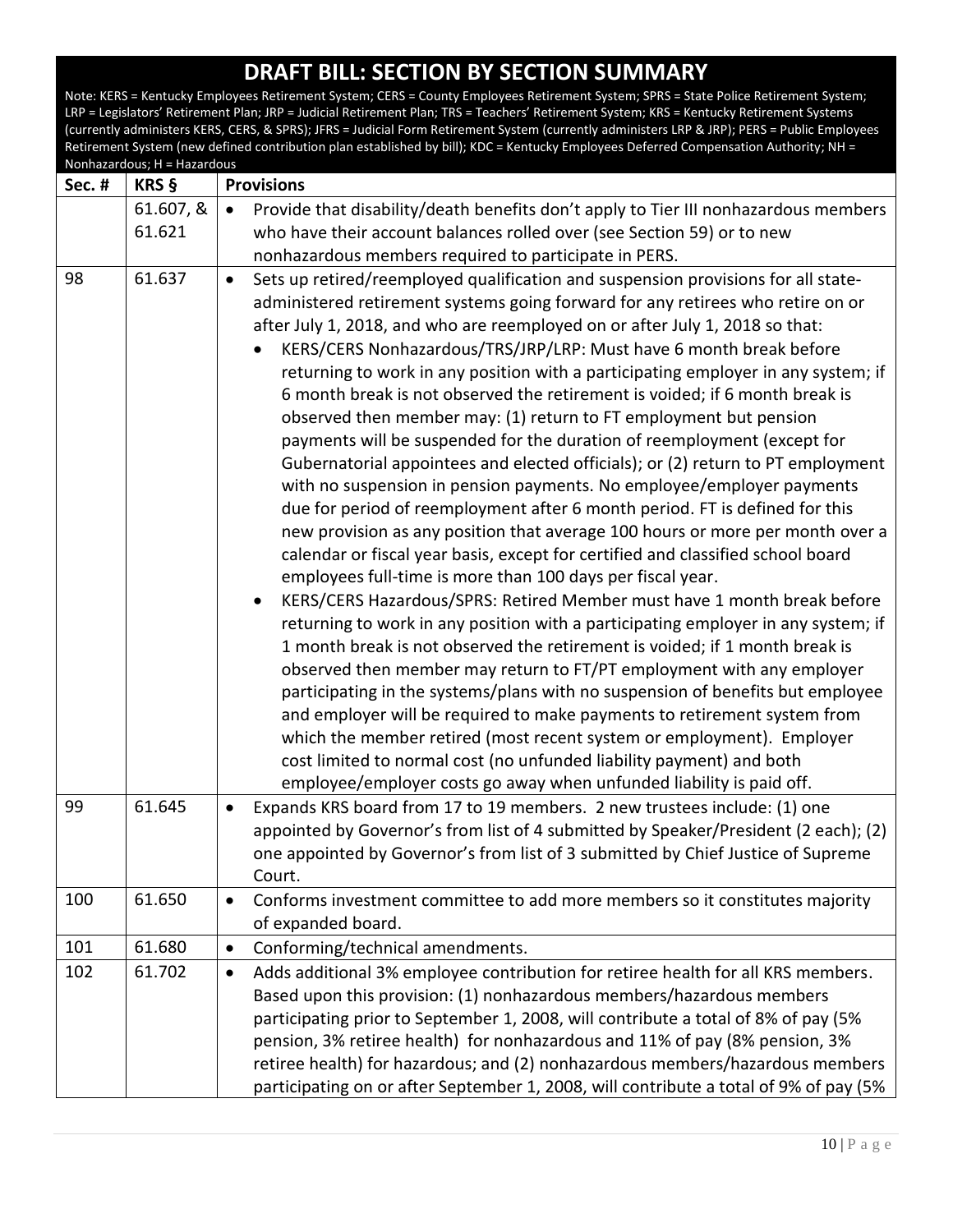# DRAFT BILL: SECTION BY SECTION SUMMARY

Note: KERS = Kentucky Employees Retirement System; CERS = County Employees Retirement System; SPRS = State Police Retirement System; LRP = Legislators' Retirement Plan; JRP = Judicial Retirement Plan; TRS = Teachers' Retirement System; KRS = Kentucky Retirement Systems (currently administers KERS, CERS, & SPRS); JFRS = Judicial Form Retirement System (currently administers LRP & JRP); PERS = Public Employees Retirement System (new defined contribution plan established by bill); KDC = Kentucky Employees Deferred Compensation Authority; NH = Nonhazardous; H = Hazardous

| Sec. # | KRS § | Provisions |
|---|---|---|
| | 61.607, & 61.621 | • Provide that disability/death benefits don't apply to Tier III nonhazardous members who have their account balances rolled over (see Section 59) or to new nonhazardous members required to participate in PERS. |
| 98 | 61.637 | • Sets up retired/reemployed qualification and suspension provisions for all state-administered retirement systems going forward for any retirees who retire on or after July 1, 2018, and who are reemployed on or after July 1, 2018 so that:<br>  • KERS/CERS Nonhazardous/TRS/JRP/LRP: Must have 6 month break before returning to work in any position with a participating employer in any system; if 6 month break is not observed the retirement is voided; if 6 month break is observed then member may: (1) return to FT employment but pension payments will be suspended for the duration of reemployment (except for Gubernatorial appointees and elected officials); or (2) return to PT employment with no suspension in pension payments. No employee/employer payments due for period of reemployment after 6 month period. FT is defined for this new provision as any position that average 100 hours or more per month over a calendar or fiscal year basis, except for certified and classified school board employees full-time is more than 100 days per fiscal year.<br>  • KERS/CERS Hazardous/SPRS: Retired Member must have 1 month break before returning to work in any position with a participating employer in any system; if 1 month break is not observed the retirement is voided; if 1 month break is observed then member may return to FT/PT employment with any employer participating in the systems/plans with no suspension of benefits but employee and employer will be required to make payments to retirement system from which the member retired (most recent system or employment). Employer cost limited to normal cost (no unfunded liability payment) and both employee/employer costs go away when unfunded liability is paid off. |
| 99 | 61.645 | • Expands KRS board from 17 to 19 members. 2 new trustees include: (1) one appointed by Governor's from list of 4 submitted by Speaker/President (2 each); (2) one appointed by Governor's from list of 3 submitted by Chief Justice of Supreme Court. |
| 100 | 61.650 | • Conforms investment committee to add more members so it constitutes majority of expanded board. |
| 101 | 61.680 | • Conforming/technical amendments. |
| 102 | 61.702 | • Adds additional 3% employee contribution for retiree health for all KRS members. Based upon this provision: (1) nonhazardous members/hazardous members participating prior to September 1, 2008, will contribute a total of 8% of pay (5% pension, 3% retiree health) for nonhazardous and 11% of pay (8% pension, 3% retiree health) for hazardous; and (2) nonhazardous members/hazardous members participating on or after September 1, 2008, will contribute a total of 9% of pay (5% |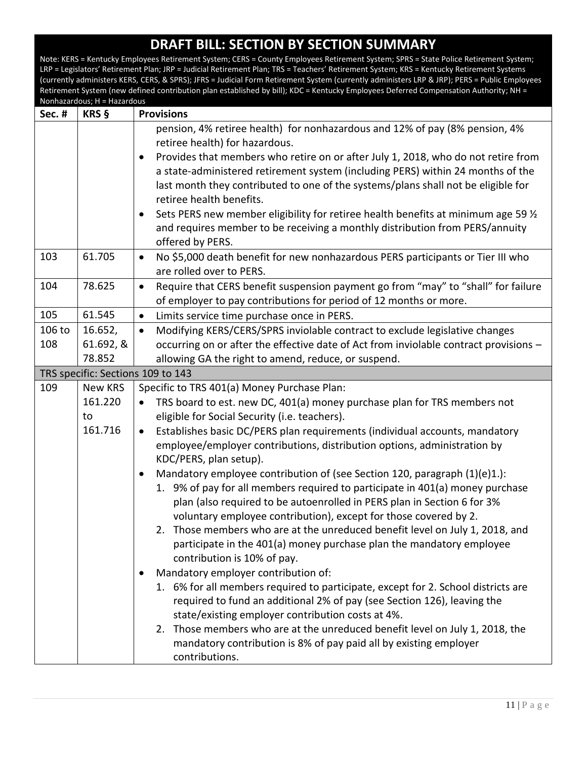# DRAFT BILL: SECTION BY SECTION SUMMARY

Note: KERS = Kentucky Employees Retirement System; CERS = County Employees Retirement System; SPRS = State Police Retirement System; LRP = Legislators' Retirement Plan; JRP = Judicial Retirement Plan; TRS = Teachers' Retirement System; KRS = Kentucky Retirement Systems (currently administers KERS, CERS, & SPRS); JFRS = Judicial Form Retirement System (currently administers LRP & JRP); PERS = Public Employees Retirement System (new defined contribution plan established by bill); KDC = Kentucky Employees Deferred Compensation Authority; NH = Nonhazardous; H = Hazardous

| Sec. # | KRS § | Provisions |
|---|---|---|
| | | pension, 4% retiree health) for nonhazardous and 12% of pay (8% pension, 4% retiree health) for hazardous.<br>• Provides that members who retire on or after July 1, 2018, who do not retire from a state-administered retirement system (including PERS) within 24 months of the last month they contributed to one of the systems/plans shall not be eligible for retiree health benefits.<br>• Sets PERS new member eligibility for retiree health benefits at minimum age 59 ½ and requires member to be receiving a monthly distribution from PERS/annuity offered by PERS. |
| 103 | 61.705 | • No $5,000 death benefit for new nonhazardous PERS participants or Tier III who are rolled over to PERS. |
| 104 | 78.625 | • Require that CERS benefit suspension payment go from "may" to "shall" for failure of employer to pay contributions for period of 12 months or more. |
| 105 | 61.545 | • Limits service time purchase once in PERS. |
| 106 to 108 | 16.652, 61.692, & 78.852 | • Modifying KERS/CERS/SPRS inviolable contract to exclude legislative changes occurring on or after the effective date of Act from inviolable contract provisions – allowing GA the right to amend, reduce, or suspend. |
| TRS specific: Sections 109 to 143 | | |
| 109 | New KRS 161.220 to 161.716 | Specific to TRS 401(a) Money Purchase Plan:<br>• TRS board to est. new DC, 401(a) money purchase plan for TRS members not eligible for Social Security (i.e. teachers).<br>• Establishes basic DC/PERS plan requirements (individual accounts, mandatory employee/employer contributions, distribution options, administration by KDC/PERS, plan setup).<br>• Mandatory employee contribution of (see Section 120, paragraph (1)(e)1.):<br>1. 9% of pay for all members required to participate in 401(a) money purchase plan (also required to be autoenrolled in PERS plan in Section 6 for 3% voluntary employee contribution), except for those covered by 2.<br>2. Those members who are at the unreduced benefit level on July 1, 2018, and participate in the 401(a) money purchase plan the mandatory employee contribution is 10% of pay.<br>• Mandatory employer contribution of:<br>1. 6% for all members required to participate, except for 2. School districts are required to fund an additional 2% of pay (see Section 126), leaving the state/existing employer contribution costs at 4%.<br>2. Those members who are at the unreduced benefit level on July 1, 2018, the mandatory contribution is 8% of pay paid all by existing employer contributions. |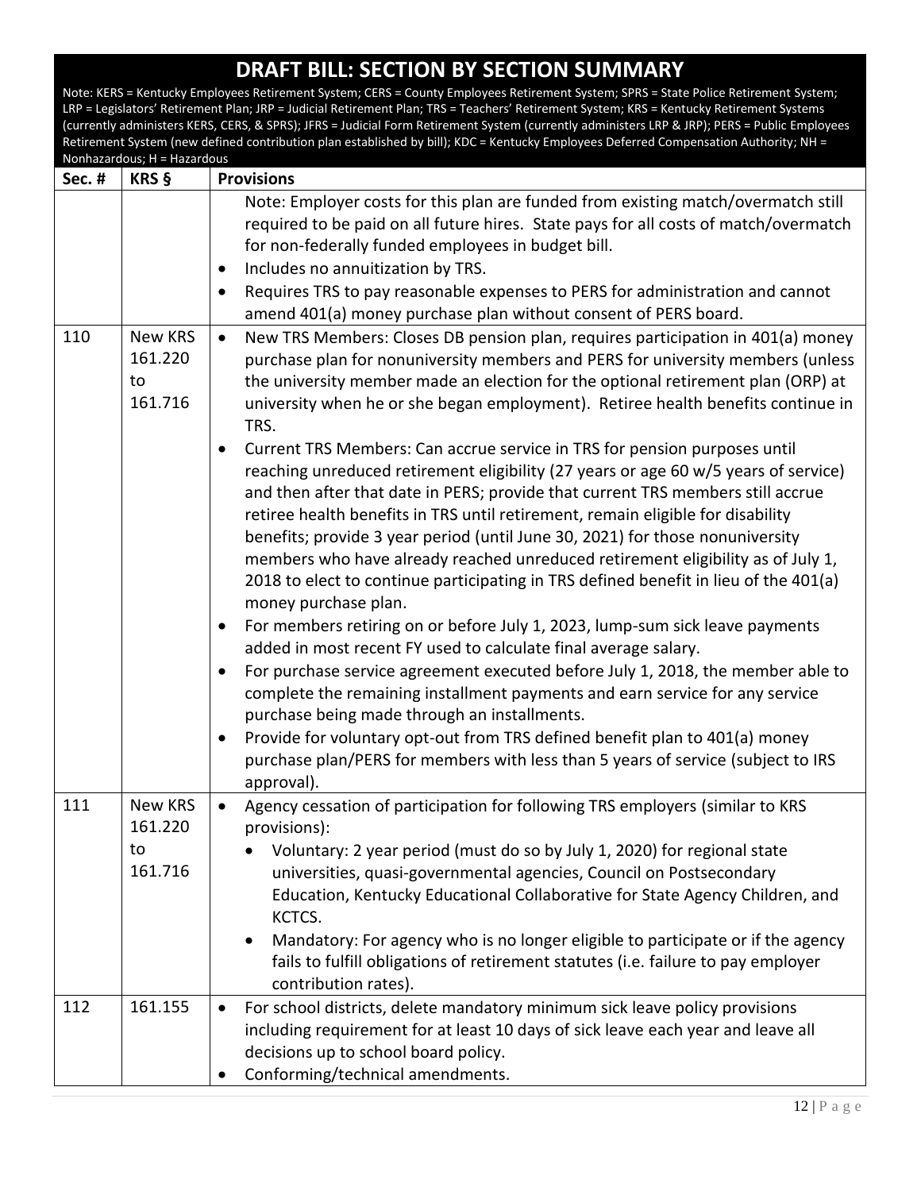# DRAFT BILL: SECTION BY SECTION SUMMARY

Note: KERS = Kentucky Employees Retirement System; CERS = County Employees Retirement System; SPRS = State Police Retirement System; LRP = Legislators' Retirement Plan; JRP = Judicial Retirement Plan; TRS = Teachers' Retirement System; KRS = Kentucky Retirement Systems (currently administers KERS, CERS, & SPRS); JFRS = Judicial Form Retirement System (currently administers LRP & JRP); PERS = Public Employees Retirement System (new defined contribution plan established by bill); KDC = Kentucky Employees Deferred Compensation Authority; NH = Nonhazardous; H = Hazardous

| Sec. # | KRS § | Provisions |
|---|---|---|
| | | Note: Employer costs for this plan are funded from existing match/overmatch still required to be paid on all future hires. State pays for all costs of match/overmatch for non-federally funded employees in budget bill.<br>• Includes no annuitization by TRS.<br>• Requires TRS to pay reasonable expenses to PERS for administration and cannot amend 401(a) money purchase plan without consent of PERS board. |
| 110 | New KRS 161.220 to 161.716 | • New TRS Members: Closes DB pension plan, requires participation in 401(a) money purchase plan for nonuniversity members and PERS for university members (unless the university member made an election for the optional retirement plan (ORP) at university when he or she began employment). Retiree health benefits continue in TRS.<br>• Current TRS Members: Can accrue service in TRS for pension purposes until reaching unreduced retirement eligibility (27 years or age 60 w/5 years of service) and then after that date in PERS; provide that current TRS members still accrue retiree health benefits in TRS until retirement, remain eligible for disability benefits; provide 3 year period (until June 30, 2021) for those nonuniversity members who have already reached unreduced retirement eligibility as of July 1, 2018 to elect to continue participating in TRS defined benefit in lieu of the 401(a) money purchase plan.<br>• For members retiring on or before July 1, 2023, lump-sum sick leave payments added in most recent FY used to calculate final average salary.<br>• For purchase service agreement executed before July 1, 2018, the member able to complete the remaining installment payments and earn service for any service purchase being made through an installments.<br>• Provide for voluntary opt-out from TRS defined benefit plan to 401(a) money purchase plan/PERS for members with less than 5 years of service (subject to IRS approval). |
| 111 | New KRS 161.220 to 161.716 | • Agency cessation of participation for following TRS employers (similar to KRS provisions):<br>&nbsp;&nbsp;• Voluntary: 2 year period (must do so by July 1, 2020) for regional state universities, quasi-governmental agencies, Council on Postsecondary Education, Kentucky Educational Collaborative for State Agency Children, and KCTCS.<br>&nbsp;&nbsp;• Mandatory: For agency who is no longer eligible to participate or if the agency fails to fulfill obligations of retirement statutes (i.e. failure to pay employer contribution rates). |
| 112 | 161.155 | • For school districts, delete mandatory minimum sick leave policy provisions including requirement for at least 10 days of sick leave each year and leave all decisions up to school board policy.<br>• Conforming/technical amendments. |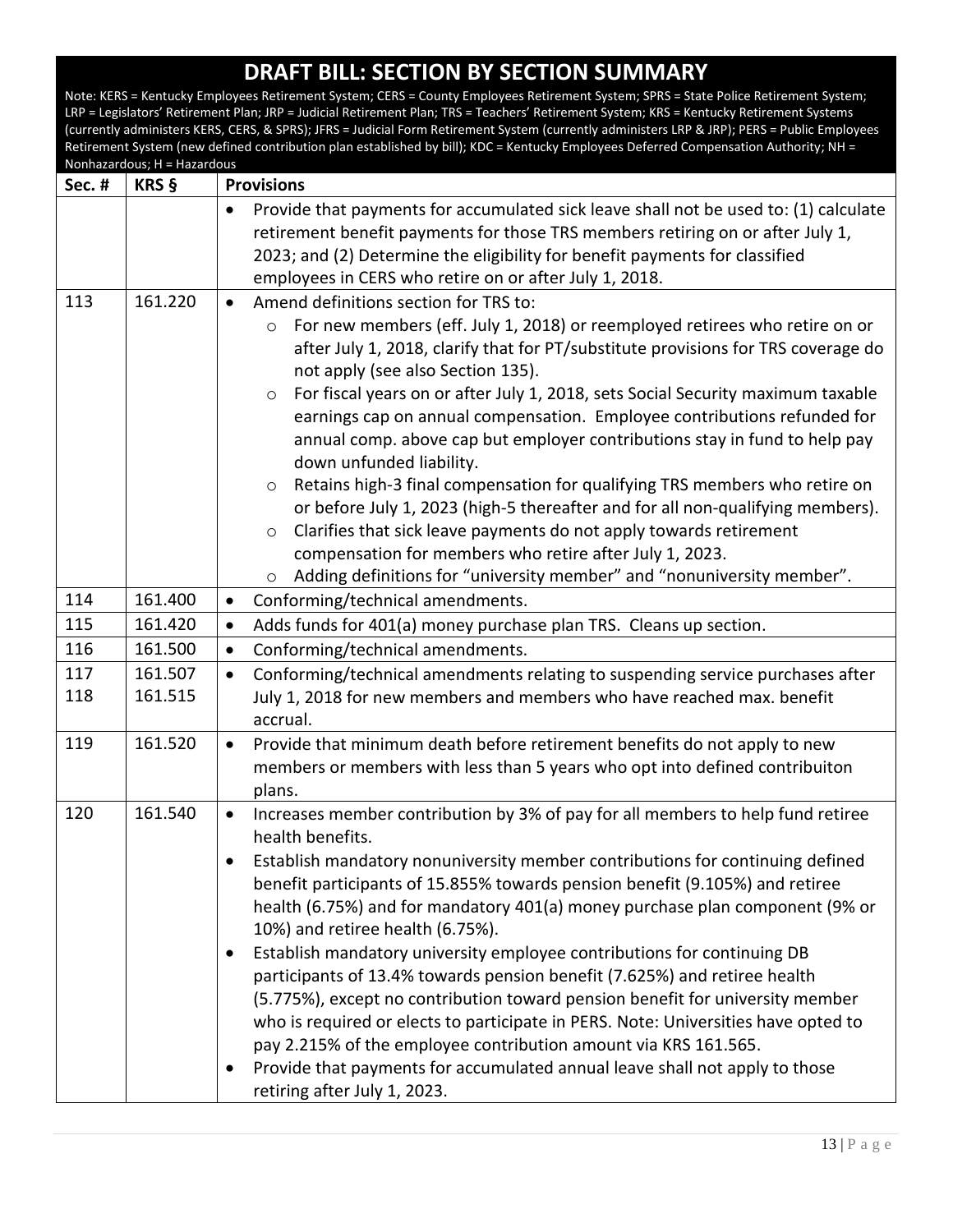# DRAFT BILL: SECTION BY SECTION SUMMARY

Note: KERS = Kentucky Employees Retirement System; CERS = County Employees Retirement System; SPRS = State Police Retirement System; LRP = Legislators' Retirement Plan; JRP = Judicial Retirement Plan; TRS = Teachers' Retirement System; KRS = Kentucky Retirement Systems (currently administers KERS, CERS, & SPRS); JFRS = Judicial Form Retirement System (currently administers LRP & JRP); PERS = Public Employees Retirement System (new defined contribution plan established by bill); KDC = Kentucky Employees Deferred Compensation Authority; NH = Nonhazardous; H = Hazardous

| Sec. # | KRS § | Provisions |
|---|---|---|
| | | • Provide that payments for accumulated sick leave shall not be used to: (1) calculate retirement benefit payments for those TRS members retiring on or after July 1, 2023; and (2) Determine the eligibility for benefit payments for classified employees in CERS who retire on or after July 1, 2018. |
| 113 | 161.220 | • Amend definitions section for TRS to:<br>○ For new members (eff. July 1, 2018) or reemployed retirees who retire on or after July 1, 2018, clarify that for PT/substitute provisions for TRS coverage do not apply (see also Section 135).<br>○ For fiscal years on or after July 1, 2018, sets Social Security maximum taxable earnings cap on annual compensation. Employee contributions refunded for annual comp. above cap but employer contributions stay in fund to help pay down unfunded liability.<br>○ Retains high-3 final compensation for qualifying TRS members who retire on or before July 1, 2023 (high-5 thereafter and for all non-qualifying members).<br>○ Clarifies that sick leave payments do not apply towards retirement compensation for members who retire after July 1, 2023.<br>○ Adding definitions for "university member" and "nonuniversity member". |
| 114 | 161.400 | • Conforming/technical amendments. |
| 115 | 161.420 | • Adds funds for 401(a) money purchase plan TRS. Cleans up section. |
| 116 | 161.500 | • Conforming/technical amendments. |
| 117<br>118 | 161.507<br>161.515 | • Conforming/technical amendments relating to suspending service purchases after July 1, 2018 for new members and members who have reached max. benefit accrual. |
| 119 | 161.520 | • Provide that minimum death before retirement benefits do not apply to new members or members with less than 5 years who opt into defined contribuiton plans. |
| 120 | 161.540 | • Increases member contribution by 3% of pay for all members to help fund retiree health benefits.<br>• Establish mandatory nonuniversity member contributions for continuing defined benefit participants of 15.855% towards pension benefit (9.105%) and retiree health (6.75%) and for mandatory 401(a) money purchase plan component (9% or 10%) and retiree health (6.75%).<br>• Establish mandatory university employee contributions for continuing DB participants of 13.4% towards pension benefit (7.625%) and retiree health (5.775%), except no contribution toward pension benefit for university member who is required or elects to participate in PERS. Note: Universities have opted to pay 2.215% of the employee contribution amount via KRS 161.565.<br>• Provide that payments for accumulated annual leave shall not apply to those retiring after July 1, 2023. |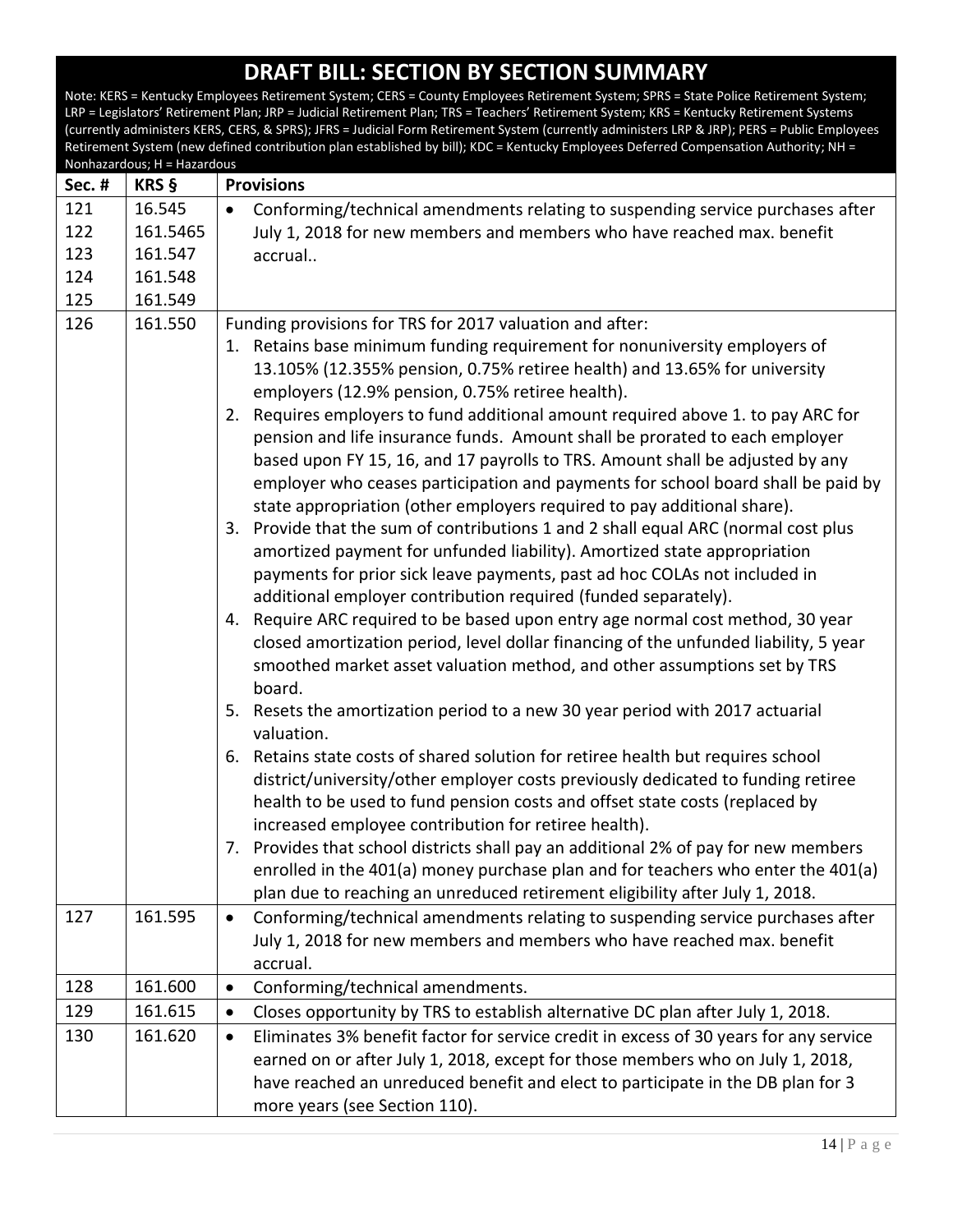# DRAFT BILL: SECTION BY SECTION SUMMARY

Note: KERS = Kentucky Employees Retirement System; CERS = County Employees Retirement System; SPRS = State Police Retirement System; LRP = Legislators' Retirement Plan; JRP = Judicial Retirement Plan; TRS = Teachers' Retirement System; KRS = Kentucky Retirement Systems (currently administers KERS, CERS, & SPRS); JFRS = Judicial Form Retirement System (currently administers LRP & JRP); PERS = Public Employees Retirement System (new defined contribution plan established by bill); KDC = Kentucky Employees Deferred Compensation Authority; NH = Nonhazardous; H = Hazardous

| Sec. # | KRS § | Provisions |
|---|---|---|
| 121<br>122<br>123<br>124<br>125 | 16.545<br>161.5465<br>161.547<br>161.548<br>161.549 | • Conforming/technical amendments relating to suspending service purchases after July 1, 2018 for new members and members who have reached max. benefit accrual.. |
| 126 | 161.550 | Funding provisions for TRS for 2017 valuation and after:<br>1. Retains base minimum funding requirement for nonuniversity employers of 13.105% (12.355% pension, 0.75% retiree health) and 13.65% for university employers (12.9% pension, 0.75% retiree health).<br>2. Requires employers to fund additional amount required above 1. to pay ARC for pension and life insurance funds. Amount shall be prorated to each employer based upon FY 15, 16, and 17 payrolls to TRS. Amount shall be adjusted by any employer who ceases participation and payments for school board shall be paid by state appropriation (other employers required to pay additional share).<br>3. Provide that the sum of contributions 1 and 2 shall equal ARC (normal cost plus amortized payment for unfunded liability). Amortized state appropriation payments for prior sick leave payments, past ad hoc COLAs not included in additional employer contribution required (funded separately).<br>4. Require ARC required to be based upon entry age normal cost method, 30 year closed amortization period, level dollar financing of the unfunded liability, 5 year smoothed market asset valuation method, and other assumptions set by TRS board.<br>5. Resets the amortization period to a new 30 year period with 2017 actuarial valuation.<br>6. Retains state costs of shared solution for retiree health but requires school district/university/other employer costs previously dedicated to funding retiree health to be used to fund pension costs and offset state costs (replaced by increased employee contribution for retiree health).<br>7. Provides that school districts shall pay an additional 2% of pay for new members enrolled in the 401(a) money purchase plan and for teachers who enter the 401(a) plan due to reaching an unreduced retirement eligibility after July 1, 2018. |
| 127 | 161.595 | • Conforming/technical amendments relating to suspending service purchases after July 1, 2018 for new members and members who have reached max. benefit accrual. |
| 128 | 161.600 | • Conforming/technical amendments. |
| 129 | 161.615 | • Closes opportunity by TRS to establish alternative DC plan after July 1, 2018. |
| 130 | 161.620 | • Eliminates 3% benefit factor for service credit in excess of 30 years for any service earned on or after July 1, 2018, except for those members who on July 1, 2018, have reached an unreduced benefit and elect to participate in the DB plan for 3 more years (see Section 110). |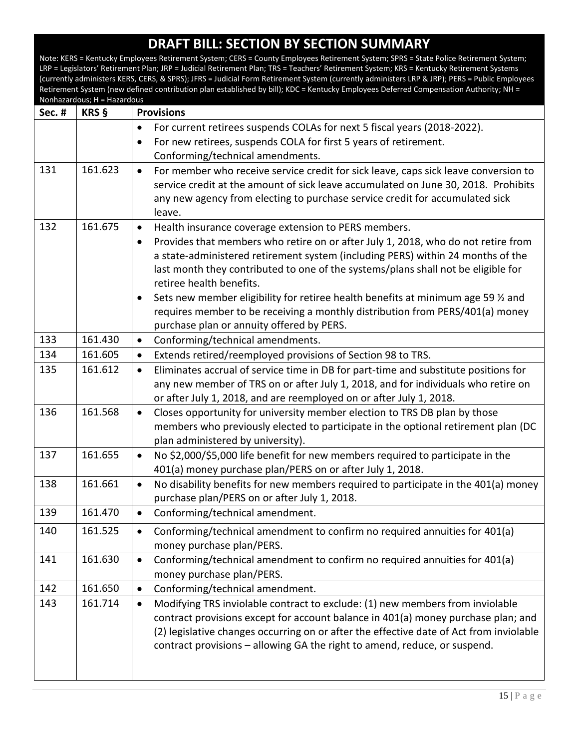# DRAFT BILL: SECTION BY SECTION SUMMARY

Note: KERS = Kentucky Employees Retirement System; CERS = County Employees Retirement System; SPRS = State Police Retirement System; LRP = Legislators' Retirement Plan; JRP = Judicial Retirement Plan; TRS = Teachers' Retirement System; KRS = Kentucky Retirement Systems (currently administers KERS, CERS, & SPRS); JFRS = Judicial Form Retirement System (currently administers LRP & JRP); PERS = Public Employees Retirement System (new defined contribution plan established by bill); KDC = Kentucky Employees Deferred Compensation Authority; NH = Nonhazardous; H = Hazardous

| Sec. # | KRS § | Provisions |
|---|---|---|
| | | • For current retirees suspends COLAs for next 5 fiscal years (2018-2022).<br>• For new retirees, suspends COLA for first 5 years of retirement. Conforming/technical amendments. |
| 131 | 161.623 | • For member who receive service credit for sick leave, caps sick leave conversion to service credit at the amount of sick leave accumulated on June 30, 2018. Prohibits any new agency from electing to purchase service credit for accumulated sick leave. |
| 132 | 161.675 | • Health insurance coverage extension to PERS members.<br>• Provides that members who retire on or after July 1, 2018, who do not retire from a state-administered retirement system (including PERS) within 24 months of the last month they contributed to one of the systems/plans shall not be eligible for retiree health benefits.<br>• Sets new member eligibility for retiree health benefits at minimum age 59 ½ and requires member to be receiving a monthly distribution from PERS/401(a) money purchase plan or annuity offered by PERS. |
| 133 | 161.430 | • Conforming/technical amendments. |
| 134 | 161.605 | • Extends retired/reemployed provisions of Section 98 to TRS. |
| 135 | 161.612 | • Eliminates accrual of service time in DB for part-time and substitute positions for any new member of TRS on or after July 1, 2018, and for individuals who retire on or after July 1, 2018, and are reemployed on or after July 1, 2018. |
| 136 | 161.568 | • Closes opportunity for university member election to TRS DB plan by those members who previously elected to participate in the optional retirement plan (DC plan administered by university). |
| 137 | 161.655 | • No $2,000/$5,000 life benefit for new members required to participate in the 401(a) money purchase plan/PERS on or after July 1, 2018. |
| 138 | 161.661 | • No disability benefits for new members required to participate in the 401(a) money purchase plan/PERS on or after July 1, 2018. |
| 139 | 161.470 | • Conforming/technical amendment. |
| 140 | 161.525 | • Conforming/technical amendment to confirm no required annuities for 401(a) money purchase plan/PERS. |
| 141 | 161.630 | • Conforming/technical amendment to confirm no required annuities for 401(a) money purchase plan/PERS. |
| 142 | 161.650 | • Conforming/technical amendment. |
| 143 | 161.714 | • Modifying TRS inviolable contract to exclude: (1) new members from inviolable contract provisions except for account balance in 401(a) money purchase plan; and (2) legislative changes occurring on or after the effective date of Act from inviolable contract provisions – allowing GA the right to amend, reduce, or suspend. |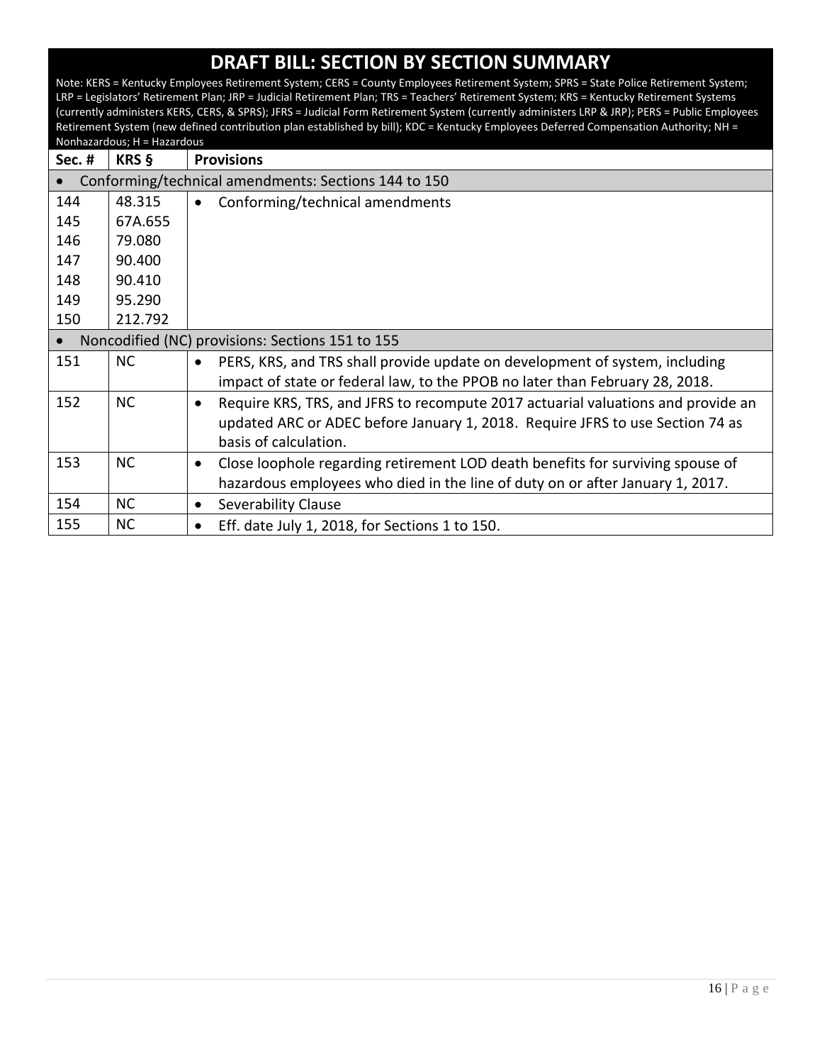# DRAFT BILL: SECTION BY SECTION SUMMARY

Note: KERS = Kentucky Employees Retirement System; CERS = County Employees Retirement System; SPRS = State Police Retirement System; LRP = Legislators' Retirement Plan; JRP = Judicial Retirement Plan; TRS = Teachers' Retirement System; KRS = Kentucky Retirement Systems (currently administers KERS, CERS, & SPRS); JFRS = Judicial Form Retirement System (currently administers LRP & JRP); PERS = Public Employees Retirement System (new defined contribution plan established by bill); KDC = Kentucky Employees Deferred Compensation Authority; NH = Nonhazardous; H = Hazardous

| Sec. # | KRS § | Provisions |
|---|---|---|
| • Conforming/technical amendments: Sections 144 to 150 | | |
| 144 | 48.315 | • Conforming/technical amendments |
| 145 | 67A.655 | |
| 146 | 79.080 | |
| 147 | 90.400 | |
| 148 | 90.410 | |
| 149 | 95.290 | |
| 150 | 212.792 | |
| • Noncodified (NC) provisions: Sections 151 to 155 | | |
| 151 | NC | • PERS, KRS, and TRS shall provide update on development of system, including impact of state or federal law, to the PPOB no later than February 28, 2018. |
| 152 | NC | • Require KRS, TRS, and JFRS to recompute 2017 actuarial valuations and provide an updated ARC or ADEC before January 1, 2018. Require JFRS to use Section 74 as basis of calculation. |
| 153 | NC | • Close loophole regarding retirement LOD death benefits for surviving spouse of hazardous employees who died in the line of duty on or after January 1, 2017. |
| 154 | NC | • Severability Clause |
| 155 | NC | • Eff. date July 1, 2018, for Sections 1 to 150. |